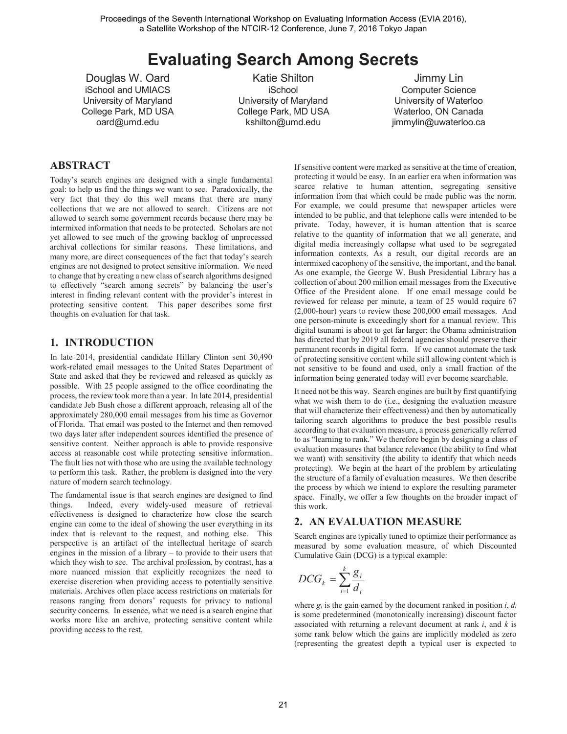# Evaluating Search Among Secrets

Douglas W. Oard
iSchool and UMIACS
University of Maryland
College Park, MD USA
oard@umd.edu

Katie Shilton
iSchool
University of Maryland
College Park, MD USA
kshilton@umd.edu

Jimmy Lin
Computer Science
University of Waterloo
Waterloo, ON Canada
jimmylin@uwaterloo.ca

## ABSTRACT

Today's search engines are designed with a single fundamental goal: to help us find the things we want to see. Paradoxically, the very fact that they do this well means that there are many collections that we are not allowed to search. Citizens are not allowed to search some government records because there may be intermixed information that needs to be protected. Scholars are not yet allowed to see much of the growing backlog of unprocessed archival collections for similar reasons. These limitations, and many more, are direct consequences of the fact that today's search engines are not designed to protect sensitive information. We need to change that by creating a new class of search algorithms designed to effectively "search among secrets" by balancing the user's interest in finding relevant content with the provider's interest in protecting sensitive content. This paper describes some first thoughts on evaluation for that task.

## 1. INTRODUCTION

In late 2014, presidential candidate Hillary Clinton sent 30,490 work-related email messages to the United States Department of State and asked that they be reviewed and released as quickly as possible. With 25 people assigned to the office coordinating the process, the review took more than a year. In late 2014, presidential candidate Jeb Bush chose a different approach, releasing all of the approximately 280,000 email messages from his time as Governor of Florida. That email was posted to the Internet and then removed two days later after independent sources identified the presence of sensitive content. Neither approach is able to provide responsive access at reasonable cost while protecting sensitive information. The fault lies not with those who are using the available technology to perform this task. Rather, the problem is designed into the very nature of modern search technology.

The fundamental issue is that search engines are designed to find things. Indeed, every widely-used measure of retrieval effectiveness is designed to characterize how close the search engine can come to the ideal of showing the user everything in its index that is relevant to the request, and nothing else. This perspective is an artifact of the intellectual heritage of search engines in the mission of a library – to provide to their users that which they wish to see. The archival profession, by contrast, has a more nuanced mission that explicitly recognizes the need to exercise discretion when providing access to potentially sensitive materials. Archives often place access restrictions on materials for reasons ranging from donors' requests for privacy to national security concerns. In essence, what we need is a search engine that works more like an archive, protecting sensitive content while providing access to the rest.

If sensitive content were marked as sensitive at the time of creation, protecting it would be easy. In an earlier era when information was scarce relative to human attention, segregating sensitive information from that which could be made public was the norm. For example, we could presume that newspaper articles were intended to be public, and that telephone calls were intended to be private. Today, however, it is human attention that is scarce relative to the quantity of information that we all generate, and digital media increasingly collapse what used to be segregated information contexts. As a result, our digital records are an intermixed cacophony of the sensitive, the important, and the banal. As one example, the George W. Bush Presidential Library has a collection of about 200 million email messages from the Executive Office of the President alone. If one email message could be reviewed for release per minute, a team of 25 would require 67 (2,000-hour) years to review those 200,000 email messages. And one person-minute is exceedingly short for a manual review. This digital tsunami is about to get far larger: the Obama administration has directed that by 2019 all federal agencies should preserve their permanent records in digital form. If we cannot automate the task of protecting sensitive content while still allowing content which is not sensitive to be found and used, only a small fraction of the information being generated today will ever become searchable.

It need not be this way. Search engines are built by first quantifying what we wish them to do (i.e., designing the evaluation measure that will characterize their effectiveness) and then by automatically tailoring search algorithms to produce the best possible results according to that evaluation measure, a process generically referred to as "learning to rank." We therefore begin by designing a class of evaluation measures that balance relevance (the ability to find what we want) with sensitivity (the ability to identify that which needs protecting). We begin at the heart of the problem by articulating the structure of a family of evaluation measures. We then describe the process by which we intend to explore the resulting parameter space. Finally, we offer a few thoughts on the broader impact of this work.

## 2. AN EVALUATION MEASURE

Search engines are typically tuned to optimize their performance as measured by some evaluation measure, of which Discounted Cumulative Gain (DCG) is a typical example:

$$DCG_k = \sum_{i=1}^{k} \frac{g_i}{d_i}$$

where $g_i$ is the gain earned by the document ranked in position $i$, $d_i$ is some predetermined (monotonically increasing) discount factor associated with returning a relevant document at rank $i$, and $k$ is some rank below which the gains are implicitly modeled as zero (representing the greatest depth a typical user is expected to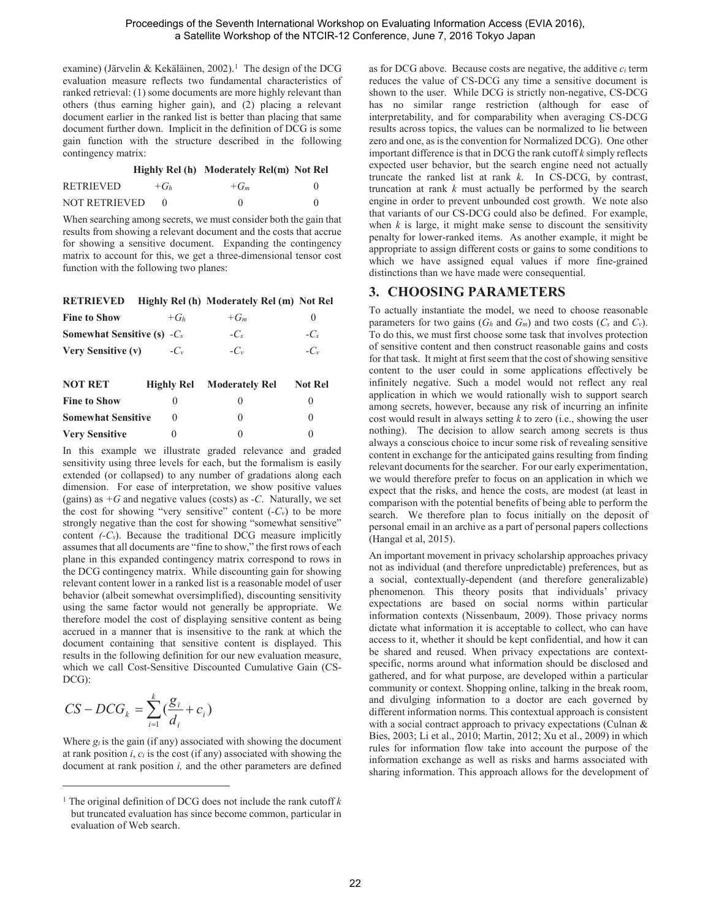examine) (Järvelin & Kekäläinen, 2002).[1] The design of the DCG evaluation measure reflects two fundamental characteristics of ranked retrieval: (1) some documents are more highly relevant than others (thus earning higher gain), and (2) placing a relevant document earlier in the ranked list is better than placing that same document further down. Implicit in the definition of DCG is some gain function with the structure described in the following contingency matrix:

| | Highly Rel (h) | Moderately Rel(m) | Not Rel |
|---|---|---|---|
| RETRIEVED | $+G_h$ | $+G_m$ | 0 |
| NOT RETRIEVED | 0 | 0 | 0 |

When searching among secrets, we must consider both the gain that results from showing a relevant document and the costs that accrue for showing a sensitive document. Expanding the contingency matrix to account for this, we get a three-dimensional tensor cost function with the following two planes:

| **RETRIEVED** | **Highly Rel (h)** | **Moderately Rel (m)** | **Not Rel** |
|---|---|---|---|
| **Fine to Show** | $+G_h$ | $+G_m$ | 0 |
| **Somewhat Sensitive (s)** | $-C_s$ | $-C_s$ | $-C_s$ |
| **Very Sensitive (v)** | $-C_v$ | $-C_v$ | $-C_v$ |

| **NOT RET** | **Highly Rel** | **Moderately Rel** | **Not Rel** |
|---|---|---|---|
| **Fine to Show** | 0 | 0 | 0 |
| **Somewhat Sensitive** | 0 | 0 | 0 |
| **Very Sensitive** | 0 | 0 | 0 |

In this example we illustrate graded relevance and graded sensitivity using three levels for each, but the formalism is easily extended (or collapsed) to any number of gradations along each dimension. For ease of interpretation, we show positive values (gains) as $+G$ and negative values (costs) as $-C$. Naturally, we set the cost for showing "very sensitive" content ($-C_v$) to be more strongly negative than the cost for showing "somewhat sensitive" content ($-C_s$). Because the traditional DCG measure implicitly assumes that all documents are "fine to show," the first rows of each plane in this expanded contingency matrix correspond to rows in the DCG contingency matrix. While discounting gain for showing relevant content lower in a ranked list is a reasonable model of user behavior (albeit somewhat oversimplified), discounting sensitivity using the same factor would not generally be appropriate. We therefore model the cost of displaying sensitive content as being accrued in a manner that is insensitive to the rank at which the document containing that sensitive content is displayed. This results in the following definition for our new evaluation measure, which we call Cost-Sensitive Discounted Cumulative Gain (CS-DCG):

$$CS-DCG_k = \sum_{i=1}^{k} \left( \frac{g_i}{d_i} + c_i \right)$$

Where $g_i$ is the gain (if any) associated with showing the document at rank position $i$, $c_i$ is the cost (if any) associated with showing the document at rank position $i$, and the other parameters are defined as for DCG above. Because costs are negative, the additive $c_i$ term reduces the value of CS-DCG any time a sensitive document is shown to the user. While DCG is strictly non-negative, CS-DCG has no similar range restriction (although for ease of interpretability, and for comparability when averaging CS-DCG results across topics, the values can be normalized to lie between zero and one, as is the convention for Normalized DCG). One other important difference is that in DCG the rank cutoff $k$ simply reflects expected user behavior, but the search engine need not actually truncate the ranked list at rank $k$. In CS-DCG, by contrast, truncation at rank $k$ must actually be performed by the search engine in order to prevent unbounded cost growth. We note also that variants of our CS-DCG could also be defined. For example, when $k$ is large, it might make sense to discount the sensitivity penalty for lower-ranked items. As another example, it might be appropriate to assign different costs or gains to some conditions to which we have assigned equal values if more fine-grained distinctions than we have made were consequential.

## 3. CHOOSING PARAMETERS

To actually instantiate the model, we need to choose reasonable parameters for two gains ($G_h$ and $G_m$) and two costs ($C_s$ and $C_v$). To do this, we must first choose some task that involves protection of sensitive content and then construct reasonable gains and costs for that task. It might at first seem that the cost of showing sensitive content to the user could in some applications effectively be infinitely negative. Such a model would not reflect any real application in which we would rationally wish to support search among secrets, however, because any risk of incurring an infinite cost would result in always setting $k$ to zero (i.e., showing the user nothing). The decision to allow search among secrets is thus always a conscious choice to incur some risk of revealing sensitive content in exchange for the anticipated gains resulting from finding relevant documents for the searcher. For our early experimentation, we would therefore prefer to focus on an application in which we expect that the risks, and hence the costs, are modest (at least in comparison with the potential benefits of being able to perform the search. We therefore plan to focus initially on the deposit of personal email in an archive as a part of personal papers collections (Hangal et al, 2015).

An important movement in privacy scholarship approaches privacy not as individual (and therefore unpredictable) preferences, but as a social, contextually-dependent (and therefore generalizable) phenomenon. This theory posits that individuals' privacy expectations are based on social norms within particular information contexts (Nissenbaum, 2009). Those privacy norms dictate what information it is acceptable to collect, who can have access to it, whether it should be kept confidential, and how it can be shared and reused. When privacy expectations are context-specific, norms around what information should be disclosed and gathered, and for what purpose, are developed within a particular community or context. Shopping online, talking in the break room, and divulging information to a doctor are each governed by different information norms. This contextual approach is consistent with a social contract approach to privacy expectations (Culnan & Bies, 2003; Li et al., 2010; Martin, 2012; Xu et al., 2009) in which rules for information flow take into account the purpose of the information exchange as well as risks and harms associated with sharing information. This approach allows for the development of

[1] The original definition of DCG does not include the rank cutoff $k$ but truncated evaluation has since become common, particular in evaluation of Web search.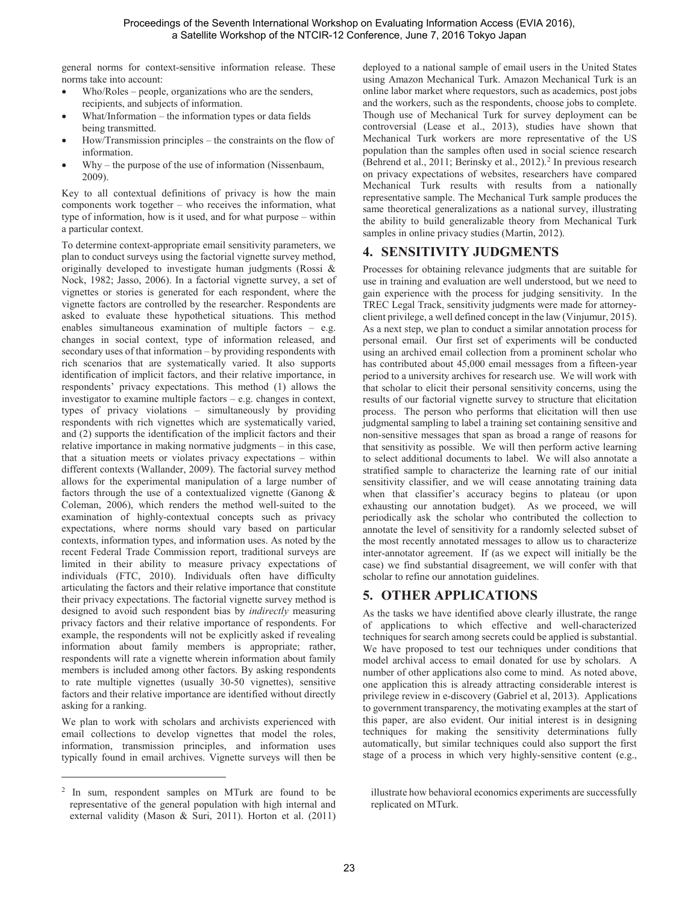general norms for context-sensitive information release. These norms take into account:

- Who/Roles – people, organizations who are the senders, recipients, and subjects of information.
- What/Information – the information types or data fields being transmitted.
- How/Transmission principles – the constraints on the flow of information.
- Why – the purpose of the use of information (Nissenbaum, 2009).

Key to all contextual definitions of privacy is how the main components work together – who receives the information, what type of information, how is it used, and for what purpose – within a particular context.

To determine context-appropriate email sensitivity parameters, we plan to conduct surveys using the factorial vignette survey method, originally developed to investigate human judgments (Rossi & Nock, 1982; Jasso, 2006). In a factorial vignette survey, a set of vignettes or stories is generated for each respondent, where the vignette factors are controlled by the researcher. Respondents are asked to evaluate these hypothetical situations. This method enables simultaneous examination of multiple factors – e.g. changes in social context, type of information released, and secondary uses of that information – by providing respondents with rich scenarios that are systematically varied. It also supports identification of implicit factors, and their relative importance, in respondents' privacy expectations. This method (1) allows the investigator to examine multiple factors – e.g. changes in context, types of privacy violations – simultaneously by providing respondents with rich vignettes which are systematically varied, and (2) supports the identification of the implicit factors and their relative importance in making normative judgments – in this case, that a situation meets or violates privacy expectations – within different contexts (Wallander, 2009). The factorial survey method allows for the experimental manipulation of a large number of factors through the use of a contextualized vignette (Ganong & Coleman, 2006), which renders the method well-suited to the examination of highly-contextual concepts such as privacy expectations, where norms should vary based on particular contexts, information types, and information uses. As noted by the recent Federal Trade Commission report, traditional surveys are limited in their ability to measure privacy expectations of individuals (FTC, 2010). Individuals often have difficulty articulating the factors and their relative importance that constitute their privacy expectations. The factorial vignette survey method is designed to avoid such respondent bias by *indirectly* measuring privacy factors and their relative importance of respondents. For example, the respondents will not be explicitly asked if revealing information about family members is appropriate; rather, respondents will rate a vignette wherein information about family members is included among other factors. By asking respondents to rate multiple vignettes (usually 30-50 vignettes), sensitive factors and their relative importance are identified without directly asking for a ranking.

We plan to work with scholars and archivists experienced with email collections to develop vignettes that model the roles, information, transmission principles, and information uses typically found in email archives. Vignette surveys will then be deployed to a national sample of email users in the United States using Amazon Mechanical Turk. Amazon Mechanical Turk is an online labor market where requestors, such as academics, post jobs and the workers, such as the respondents, choose jobs to complete. Though use of Mechanical Turk for survey deployment can be controversial (Lease et al., 2013), studies have shown that Mechanical Turk workers are more representative of the US population than the samples often used in social science research (Behrend et al., 2011; Berinsky et al., 2012).[2] In previous research on privacy expectations of websites, researchers have compared Mechanical Turk results with results from a nationally representative sample. The Mechanical Turk sample produces the same theoretical generalizations as a national survey, illustrating the ability to build generalizable theory from Mechanical Turk samples in online privacy studies (Martin, 2012).

## 4. SENSITIVITY JUDGMENTS

Processes for obtaining relevance judgments that are suitable for use in training and evaluation are well understood, but we need to gain experience with the process for judging sensitivity. In the TREC Legal Track, sensitivity judgments were made for attorney-client privilege, a well defined concept in the law (Vinjumur, 2015). As a next step, we plan to conduct a similar annotation process for personal email. Our first set of experiments will be conducted using an archived email collection from a prominent scholar who has contributed about 45,000 email messages from a fifteen-year period to a university archives for research use. We will work with that scholar to elicit their personal sensitivity concerns, using the results of our factorial vignette survey to structure that elicitation process. The person who performs that elicitation will then use judgmental sampling to label a training set containing sensitive and non-sensitive messages that span as broad a range of reasons for that sensitivity as possible. We will then perform active learning to select additional documents to label. We will also annotate a stratified sample to characterize the learning rate of our initial sensitivity classifier, and we will cease annotating training data when that classifier's accuracy begins to plateau (or upon exhausting our annotation budget). As we proceed, we will periodically ask the scholar who contributed the collection to annotate the level of sensitivity for a randomly selected subset of the most recently annotated messages to allow us to characterize inter-annotator agreement. If (as we expect will initially be the case) we find substantial disagreement, we will confer with that scholar to refine our annotation guidelines.

## 5. OTHER APPLICATIONS

As the tasks we have identified above clearly illustrate, the range of applications to which effective and well-characterized techniques for search among secrets could be applied is substantial. We have proposed to test our techniques under conditions that model archival access to email donated for use by scholars. A number of other applications also come to mind. As noted above, one application this is already attracting considerable interest is privilege review in e-discovery (Gabriel et al, 2013). Applications to government transparency, the motivating examples at the start of this paper, are also evident. Our initial interest is in designing techniques for making the sensitivity determinations fully automatically, but similar techniques could also support the first stage of a process in which very highly-sensitive content (e.g.,

---

[2] In sum, respondent samples on MTurk are found to be representative of the general population with high internal and external validity (Mason & Suri, 2011). Horton et al. (2011) illustrate how behavioral economics experiments are successfully replicated on MTurk.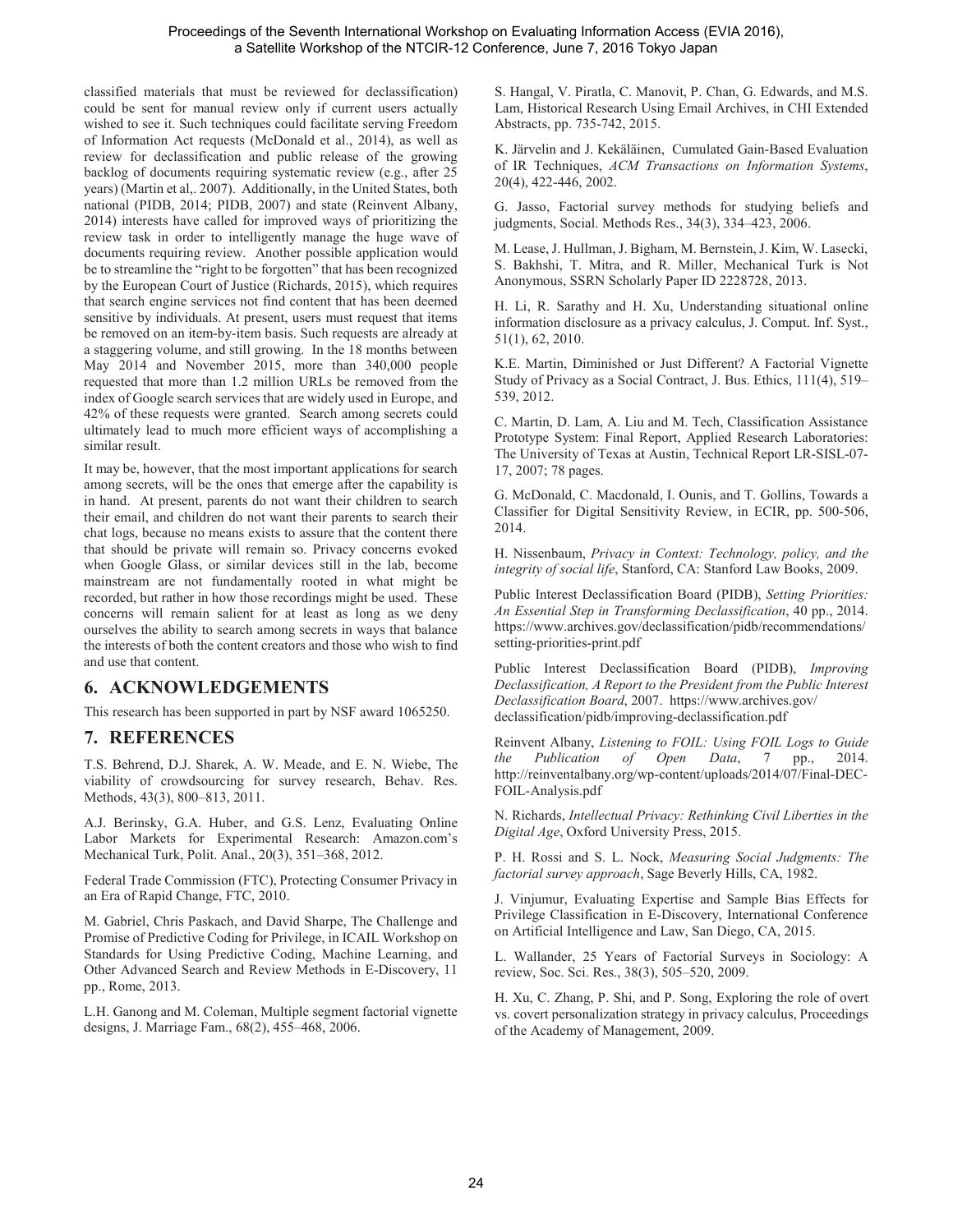classified materials that must be reviewed for declassification) could be sent for manual review only if current users actually wished to see it. Such techniques could facilitate serving Freedom of Information Act requests (McDonald et al., 2014), as well as review for declassification and public release of the growing backlog of documents requiring systematic review (e.g., after 25 years) (Martin et al,. 2007). Additionally, in the United States, both national (PIDB, 2014; PIDB, 2007) and state (Reinvent Albany, 2014) interests have called for improved ways of prioritizing the review task in order to intelligently manage the huge wave of documents requiring review. Another possible application would be to streamline the "right to be forgotten" that has been recognized by the European Court of Justice (Richards, 2015), which requires that search engine services not find content that has been deemed sensitive by individuals. At present, users must request that items be removed on an item-by-item basis. Such requests are already at a staggering volume, and still growing. In the 18 months between May 2014 and November 2015, more than 340,000 people requested that more than 1.2 million URLs be removed from the index of Google search services that are widely used in Europe, and 42% of these requests were granted. Search among secrets could ultimately lead to much more efficient ways of accomplishing a similar result.

It may be, however, that the most important applications for search among secrets, will be the ones that emerge after the capability is in hand. At present, parents do not want their children to search their email, and children do not want their parents to search their chat logs, because no means exists to assure that the content there that should be private will remain so. Privacy concerns evoked when Google Glass, or similar devices still in the lab, become mainstream are not fundamentally rooted in what might be recorded, but rather in how those recordings might be used. These concerns will remain salient for at least as long as we deny ourselves the ability to search among secrets in ways that balance the interests of both the content creators and those who wish to find and use that content.

## 6. ACKNOWLEDGEMENTS

This research has been supported in part by NSF award 1065250.

## 7. REFERENCES

T.S. Behrend, D.J. Sharek, A. W. Meade, and E. N. Wiebe, The viability of crowdsourcing for survey research, Behav. Res. Methods, 43(3), 800–813, 2011.

A.J. Berinsky, G.A. Huber, and G.S. Lenz, Evaluating Online Labor Markets for Experimental Research: Amazon.com's Mechanical Turk, Polit. Anal., 20(3), 351–368, 2012.

Federal Trade Commission (FTC), Protecting Consumer Privacy in an Era of Rapid Change, FTC, 2010.

M. Gabriel, Chris Paskach, and David Sharpe, The Challenge and Promise of Predictive Coding for Privilege, in ICAIL Workshop on Standards for Using Predictive Coding, Machine Learning, and Other Advanced Search and Review Methods in E-Discovery, 11 pp., Rome, 2013.

L.H. Ganong and M. Coleman, Multiple segment factorial vignette designs, J. Marriage Fam., 68(2), 455–468, 2006.

S. Hangal, V. Piratla, C. Manovit, P. Chan, G. Edwards, and M.S. Lam, Historical Research Using Email Archives, in CHI Extended Abstracts, pp. 735-742, 2015.

K. Järvelin and J. Kekäläinen, Cumulated Gain-Based Evaluation of IR Techniques, *ACM Transactions on Information Systems*, 20(4), 422-446, 2002.

G. Jasso, Factorial survey methods for studying beliefs and judgments, Social. Methods Res., 34(3), 334–423, 2006.

M. Lease, J. Hullman, J. Bigham, M. Bernstein, J. Kim, W. Lasecki, S. Bakhshi, T. Mitra, and R. Miller, Mechanical Turk is Not Anonymous, SSRN Scholarly Paper ID 2228728, 2013.

H. Li, R. Sarathy and H. Xu, Understanding situational online information disclosure as a privacy calculus, J. Comput. Inf. Syst., 51(1), 62, 2010.

K.E. Martin, Diminished or Just Different? A Factorial Vignette Study of Privacy as a Social Contract, J. Bus. Ethics, 111(4), 519–539, 2012.

C. Martin, D. Lam, A. Liu and M. Tech, Classification Assistance Prototype System: Final Report, Applied Research Laboratories: The University of Texas at Austin, Technical Report LR-SISL-07-17, 2007; 78 pages.

G. McDonald, C. Macdonald, I. Ounis, and T. Gollins, Towards a Classifier for Digital Sensitivity Review, in ECIR, pp. 500-506, 2014.

H. Nissenbaum, *Privacy in Context: Technology, policy, and the integrity of social life*, Stanford, CA: Stanford Law Books, 2009.

Public Interest Declassification Board (PIDB), *Setting Priorities: An Essential Step in Transforming Declassification*, 40 pp., 2014. https://www.archives.gov/declassification/pidb/recommendations/setting-priorities-print.pdf

Public Interest Declassification Board (PIDB), *Improving Declassification, A Report to the President from the Public Interest Declassification Board*, 2007. https://www.archives.gov/declassification/pidb/improving-declassification.pdf

Reinvent Albany, *Listening to FOIL: Using FOIL Logs to Guide the Publication of Open Data*, 7 pp., 2014. http://reinventalbany.org/wp-content/uploads/2014/07/Final-DEC-FOIL-Analysis.pdf

N. Richards, *Intellectual Privacy: Rethinking Civil Liberties in the Digital Age*, Oxford University Press, 2015.

P. H. Rossi and S. L. Nock, *Measuring Social Judgments: The factorial survey approach*, Sage Beverly Hills, CA, 1982.

J. Vinjumur, Evaluating Expertise and Sample Bias Effects for Privilege Classification in E-Discovery, International Conference on Artificial Intelligence and Law, San Diego, CA, 2015.

L. Wallander, 25 Years of Factorial Surveys in Sociology: A review, Soc. Sci. Res., 38(3), 505–520, 2009.

H. Xu, C. Zhang, P. Shi, and P. Song, Exploring the role of overt vs. covert personalization strategy in privacy calculus, Proceedings of the Academy of Management, 2009.